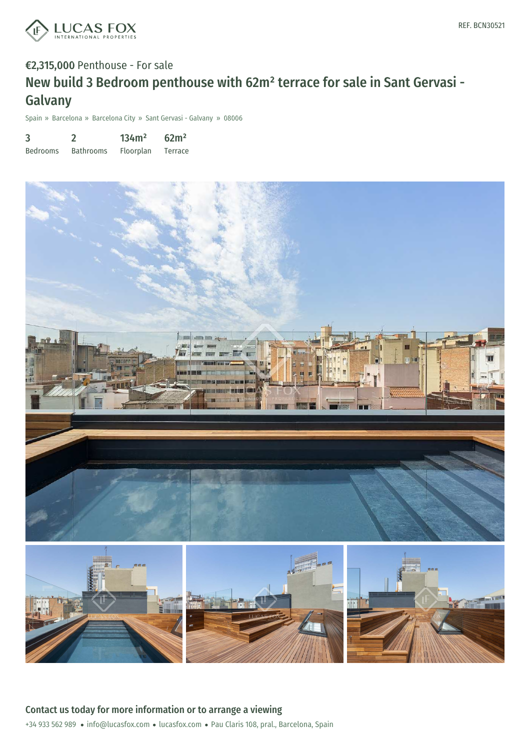REF. BCN30521

€2,315,000 Penthouse - For sale

# New build 3 Bedroom penthouse with 62m² terrace for sale in Sant Gervasi - Galvany

Spain » Barcelona » Barcelona City » Sant Gervasi - Galvany » 08006

| 3 | 2 | 134m² | 62m² |
|---|---|---|---|
| Bedrooms | Bathrooms | Floorplan | Terrace |

## Contact us today for more information or to arrange a viewing

+34 933 562 989 • info@lucasfox.com • lucasfox.com • Pau Claris 108, pral., Barcelona, Spain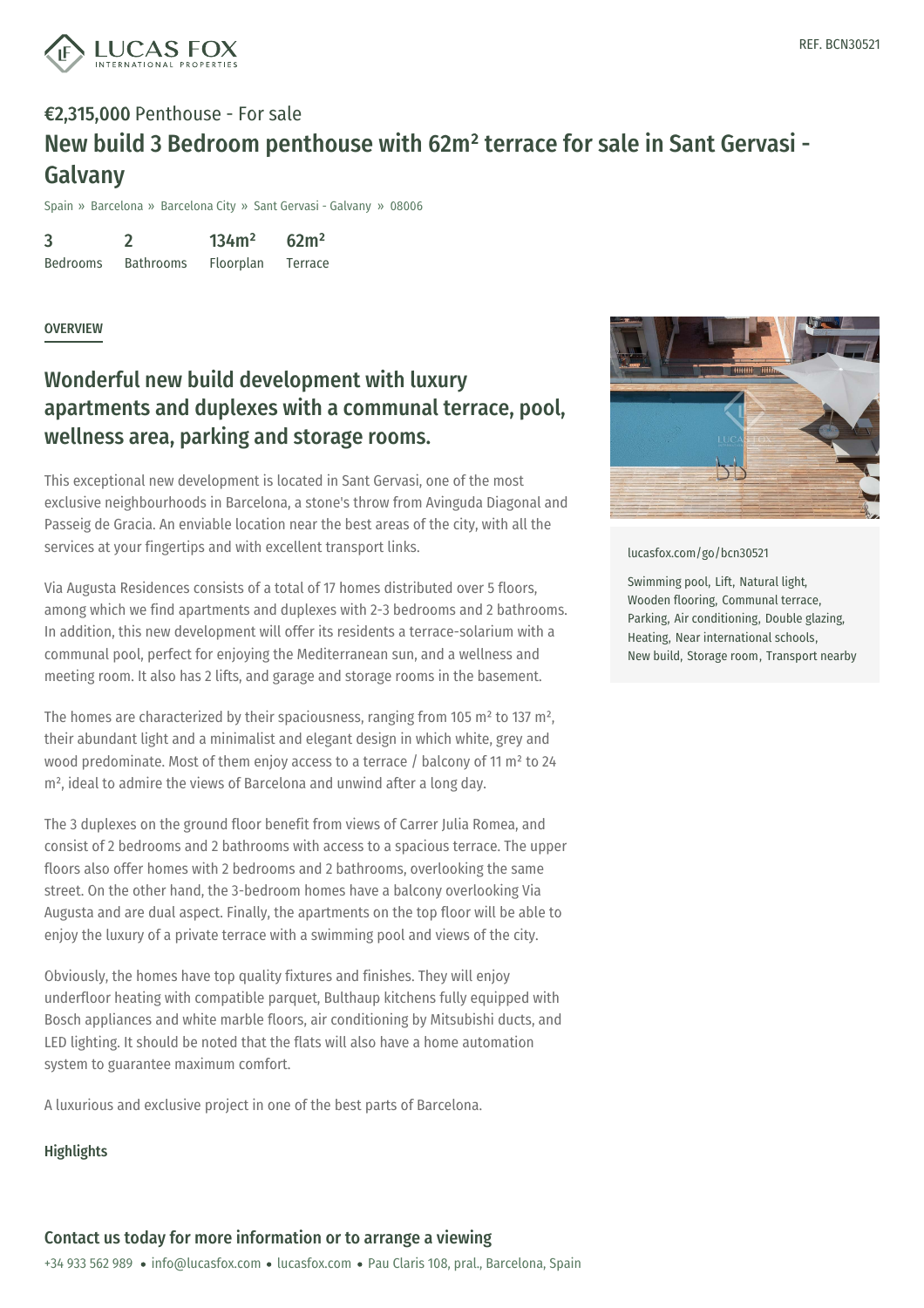REF. BCN30521

**€2,315,000** Penthouse - For sale

# New build 3 Bedroom penthouse with 62m² terrace for sale in Sant Gervasi - Galvany

Spain » Barcelona » Barcelona City » Sant Gervasi - Galvany » 08006

| 3 | 2 | 134m² | 62m² |
|---|---|---|---|
| Bedrooms | Bathrooms | Floorplan | Terrace |

OVERVIEW

## Wonderful new build development with luxury apartments and duplexes with a communal terrace, pool, wellness area, parking and storage rooms.

This exceptional new development is located in Sant Gervasi, one of the most exclusive neighbourhoods in Barcelona, a stone's throw from Avinguda Diagonal and Passeig de Gracia. An enviable location near the best areas of the city, with all the services at your fingertips and with excellent transport links.

Via Augusta Residences consists of a total of 17 homes distributed over 5 floors, among which we find apartments and duplexes with 2-3 bedrooms and 2 bathrooms. In addition, this new development will offer its residents a terrace-solarium with a communal pool, perfect for enjoying the Mediterranean sun, and a wellness and meeting room. It also has 2 lifts, and garage and storage rooms in the basement.

The homes are characterized by their spaciousness, ranging from 105 m² to 137 m², their abundant light and a minimalist and elegant design in which white, grey and wood predominate. Most of them enjoy access to a terrace / balcony of 11 m² to 24 m², ideal to admire the views of Barcelona and unwind after a long day.

The 3 duplexes on the ground floor benefit from views of Carrer Julia Romea, and consist of 2 bedrooms and 2 bathrooms with access to a spacious terrace. The upper floors also offer homes with 2 bedrooms and 2 bathrooms, overlooking the same street. On the other hand, the 3-bedroom homes have a balcony overlooking Via Augusta and are dual aspect. Finally, the apartments on the top floor will be able to enjoy the luxury of a private terrace with a swimming pool and views of the city.

Obviously, the homes have top quality fixtures and finishes. They will enjoy underfloor heating with compatible parquet, Bulthaup kitchens fully equipped with Bosch appliances and white marble floors, air conditioning by Mitsubishi ducts, and LED lighting. It should be noted that the flats will also have a home automation system to guarantee maximum comfort.

A luxurious and exclusive project in one of the best parts of Barcelona.

**Highlights**

lucasfox.com/go/bcn30521

Swimming pool, Lift, Natural light, Wooden flooring, Communal terrace, Parking, Air conditioning, Double glazing, Heating, Near international schools, New build, Storage room, Transport nearby

### Contact us today for more information or to arrange a viewing

+34 933 562 989 • info@lucasfox.com • lucasfox.com • Pau Claris 108, pral., Barcelona, Spain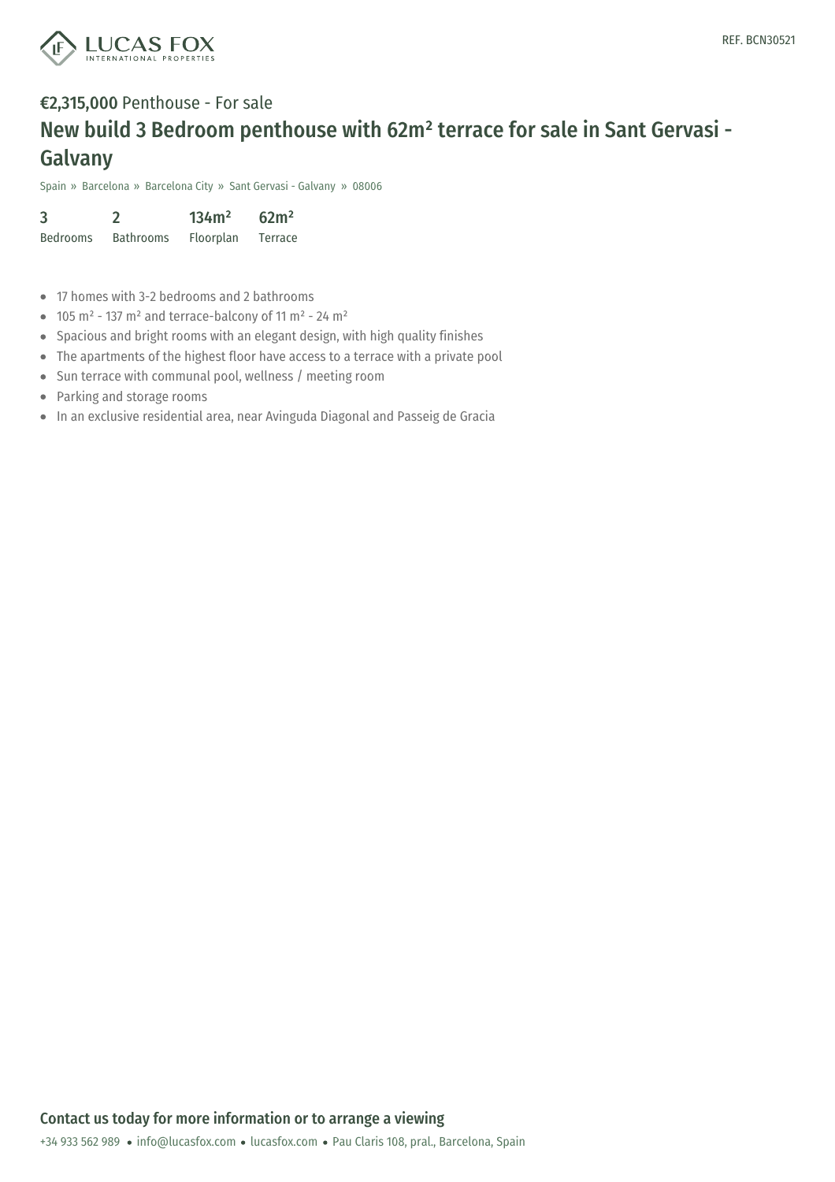**€2,315,000** Penthouse - For sale

# New build 3 Bedroom penthouse with 62m² terrace for sale in Sant Gervasi - Galvany

Spain » Barcelona » Barcelona City » Sant Gervasi - Galvany » 08006

| 3 | 2 | 134m² | 62m² |
| --- | --- | --- | --- |
| Bedrooms | Bathrooms | Floorplan | Terrace |

- 17 homes with 3-2 bedrooms and 2 bathrooms
- 105 m² - 137 m² and terrace-balcony of 11 m² - 24 m²
- Spacious and bright rooms with an elegant design, with high quality finishes
- The apartments of the highest floor have access to a terrace with a private pool
- Sun terrace with communal pool, wellness / meeting room
- Parking and storage rooms
- In an exclusive residential area, near Avinguda Diagonal and Passeig de Gracia

## Contact us today for more information or to arrange a viewing

+34 933 562 989 • info@lucasfox.com • lucasfox.com • Pau Claris 108, pral., Barcelona, Spain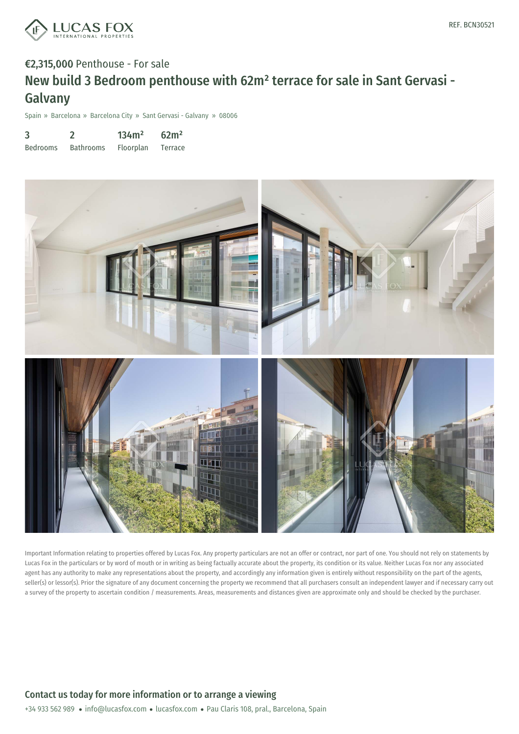REF. BCN30521

**€2,315,000** Penthouse - For sale

# New build 3 Bedroom penthouse with 62m² terrace for sale in Sant Gervasi - Galvany

Spain » Barcelona » Barcelona City » Sant Gervasi - Galvany » 08006

| 3 | 2 | 134m² | 62m² |
|---|---|---|---|
| Bedrooms | Bathrooms | Floorplan | Terrace |

Important Information relating to properties offered by Lucas Fox. Any property particulars are not an offer or contract, nor part of one. You should not rely on statements by Lucas Fox in the particulars or by word of mouth or in writing as being factually accurate about the property, its condition or its value. Neither Lucas Fox nor any associated agent has any authority to make any representations about the property, and accordingly any information given is entirely without responsibility on the part of the agents, seller(s) or lessor(s). Prior the signature of any document concerning the property we recommend that all purchasers consult an independent lawyer and if necessary carry out a survey of the property to ascertain condition / measurements. Areas, measurements and distances given are approximate only and should be checked by the purchaser.

## Contact us today for more information or to arrange a viewing

+34 933 562 989 • info@lucasfox.com • lucasfox.com • Pau Claris 108, pral., Barcelona, Spain